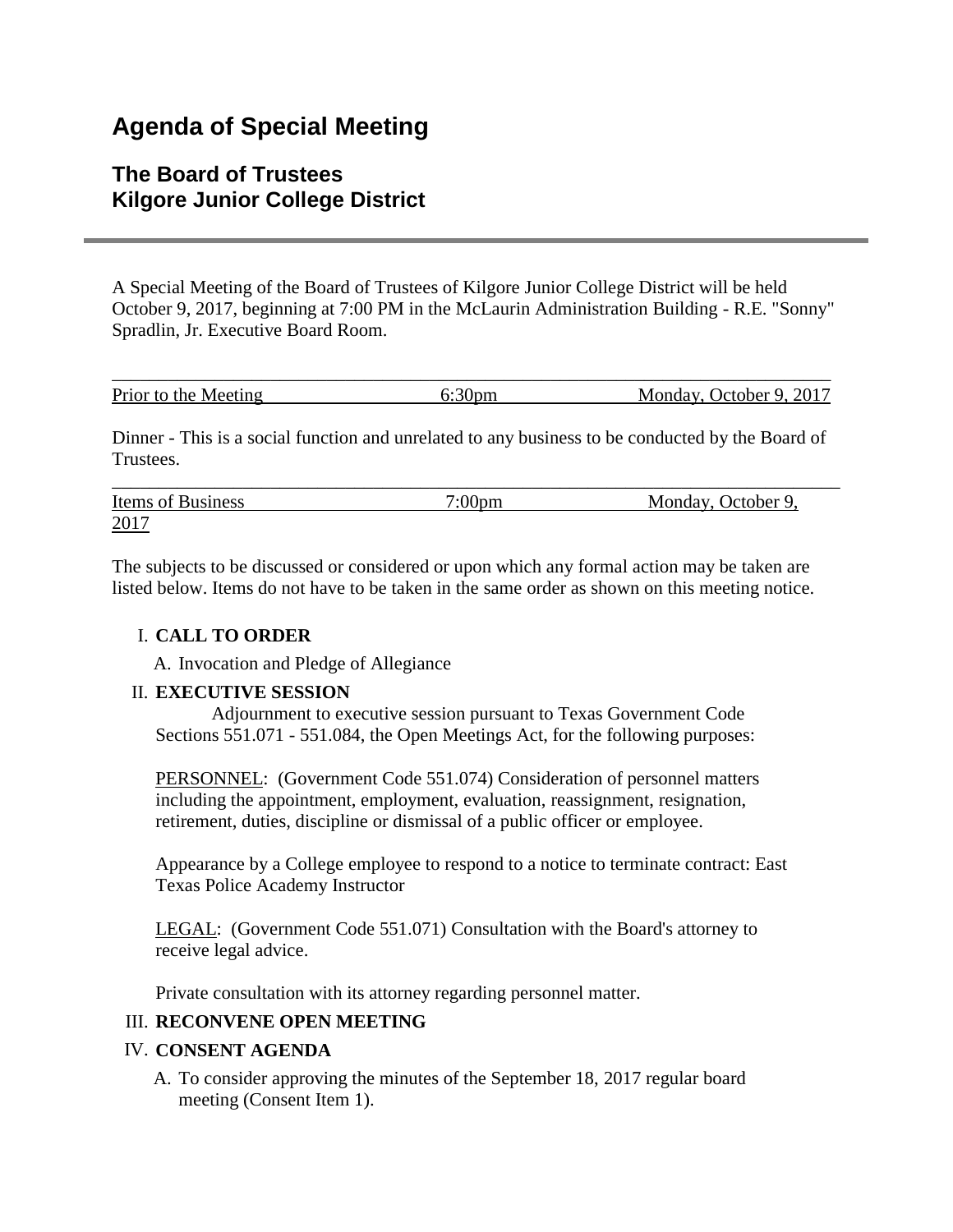# Agenda of Special Meeting

## The Board of Trustees
## Kilgore Junior College District

---

A Special Meeting of the Board of Trustees of Kilgore Junior College District will be held October 9, 2017, beginning at 7:00 PM in the McLaurin Administration Building - R.E. "Sonny" Spradlin, Jr. Executive Board Room.

---

Prior to the Meeting 6:30pm Monday, October 9, 2017

Dinner - This is a social function and unrelated to any business to be conducted by the Board of Trustees.

---

Items of Business 7:00pm Monday, October 9, 2017

The subjects to be discussed or considered or upon which any formal action may be taken are listed below. Items do not have to be taken in the same order as shown on this meeting notice.

I. **CALL TO ORDER**

   A. Invocation and Pledge of Allegiance

II. **EXECUTIVE SESSION**

   Adjournment to executive session pursuant to Texas Government Code Sections 551.071 - 551.084, the Open Meetings Act, for the following purposes:

   PERSONNEL: (Government Code 551.074) Consideration of personnel matters including the appointment, employment, evaluation, reassignment, resignation, retirement, duties, discipline or dismissal of a public officer or employee.

   Appearance by a College employee to respond to a notice to terminate contract: East Texas Police Academy Instructor

   LEGAL: (Government Code 551.071) Consultation with the Board's attorney to receive legal advice.

   Private consultation with its attorney regarding personnel matter.

III. **RECONVENE OPEN MEETING**

IV. **CONSENT AGENDA**

   A. To consider approving the minutes of the September 18, 2017 regular board meeting (Consent Item 1).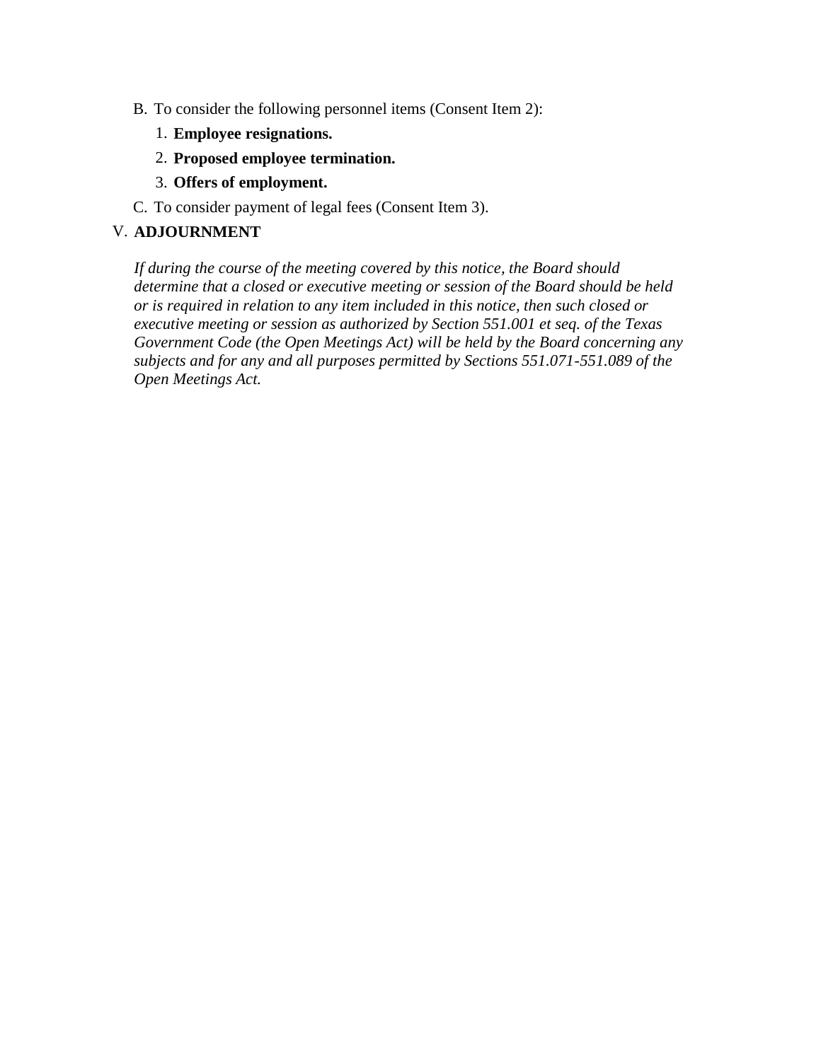B. To consider the following personnel items (Consent Item 2):

   1. **Employee resignations.**
   2. **Proposed employee termination.**
   3. **Offers of employment.**

C. To consider payment of legal fees (Consent Item 3).

V. **ADJOURNMENT**

*If during the course of the meeting covered by this notice, the Board should determine that a closed or executive meeting or session of the Board should be held or is required in relation to any item included in this notice, then such closed or executive meeting or session as authorized by Section 551.001 et seq. of the Texas Government Code (the Open Meetings Act) will be held by the Board concerning any subjects and for any and all purposes permitted by Sections 551.071-551.089 of the Open Meetings Act.*